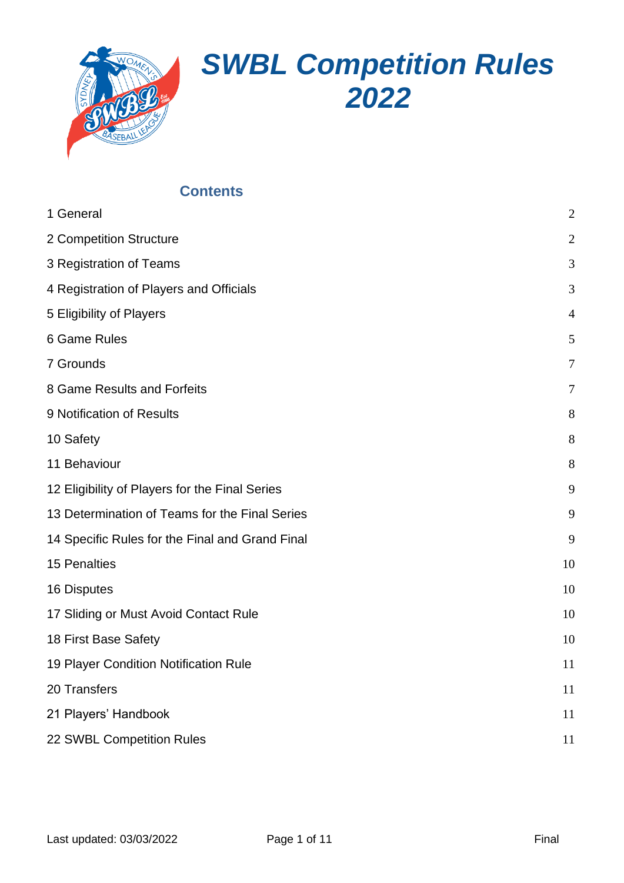# *SWBL Competition Rules 2022*

## Contents

| | |
|---|---|
| 1 General | 2 |
| 2 Competition Structure | 2 |
| 3 Registration of Teams | 3 |
| 4 Registration of Players and Officials | 3 |
| 5 Eligibility of Players | 4 |
| 6 Game Rules | 5 |
| 7 Grounds | 7 |
| 8 Game Results and Forfeits | 7 |
| 9 Notification of Results | 8 |
| 10 Safety | 8 |
| 11 Behaviour | 8 |
| 12 Eligibility of Players for the Final Series | 9 |
| 13 Determination of Teams for the Final Series | 9 |
| 14 Specific Rules for the Final and Grand Final | 9 |
| 15 Penalties | 10 |
| 16 Disputes | 10 |
| 17 Sliding or Must Avoid Contact Rule | 10 |
| 18 First Base Safety | 10 |
| 19 Player Condition Notification Rule | 11 |
| 20 Transfers | 11 |
| 21 Players' Handbook | 11 |
| 22 SWBL Competition Rules | 11 |

Last updated: 03/03/2022 Final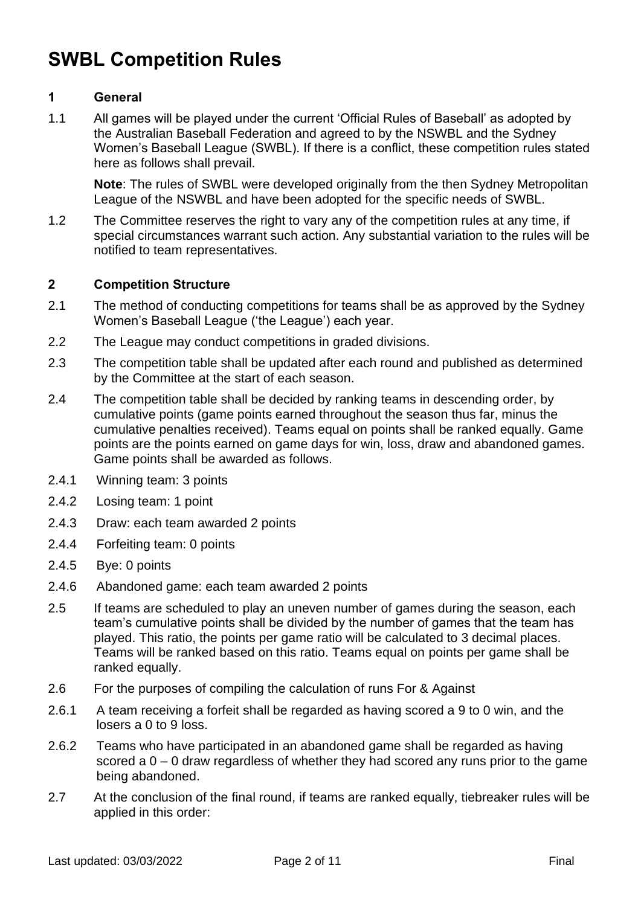# SWBL Competition Rules

## 1 General

1.1 All games will be played under the current 'Official Rules of Baseball' as adopted by the Australian Baseball Federation and agreed to by the NSWBL and the Sydney Women's Baseball League (SWBL). If there is a conflict, these competition rules stated here as follows shall prevail.

**Note**: The rules of SWBL were developed originally from the then Sydney Metropolitan League of the NSWBL and have been adopted for the specific needs of SWBL.

1.2 The Committee reserves the right to vary any of the competition rules at any time, if special circumstances warrant such action. Any substantial variation to the rules will be notified to team representatives.

## 2 Competition Structure

2.1 The method of conducting competitions for teams shall be as approved by the Sydney Women's Baseball League ('the League') each year.

2.2 The League may conduct competitions in graded divisions.

2.3 The competition table shall be updated after each round and published as determined by the Committee at the start of each season.

2.4 The competition table shall be decided by ranking teams in descending order, by cumulative points (game points earned throughout the season thus far, minus the cumulative penalties received). Teams equal on points shall be ranked equally. Game points are the points earned on game days for win, loss, draw and abandoned games. Game points shall be awarded as follows.

2.4.1 Winning team: 3 points

2.4.2 Losing team: 1 point

2.4.3 Draw: each team awarded 2 points

2.4.4 Forfeiting team: 0 points

2.4.5 Bye: 0 points

2.4.6 Abandoned game: each team awarded 2 points

2.5 If teams are scheduled to play an uneven number of games during the season, each team's cumulative points shall be divided by the number of games that the team has played. This ratio, the points per game ratio will be calculated to 3 decimal places. Teams will be ranked based on this ratio. Teams equal on points per game shall be ranked equally.

2.6 For the purposes of compiling the calculation of runs For & Against

2.6.1 A team receiving a forfeit shall be regarded as having scored a 9 to 0 win, and the losers a 0 to 9 loss.

2.6.2 Teams who have participated in an abandoned game shall be regarded as having scored a 0 – 0 draw regardless of whether they had scored any runs prior to the game being abandoned.

2.7 At the conclusion of the final round, if teams are ranked equally, tiebreaker rules will be applied in this order: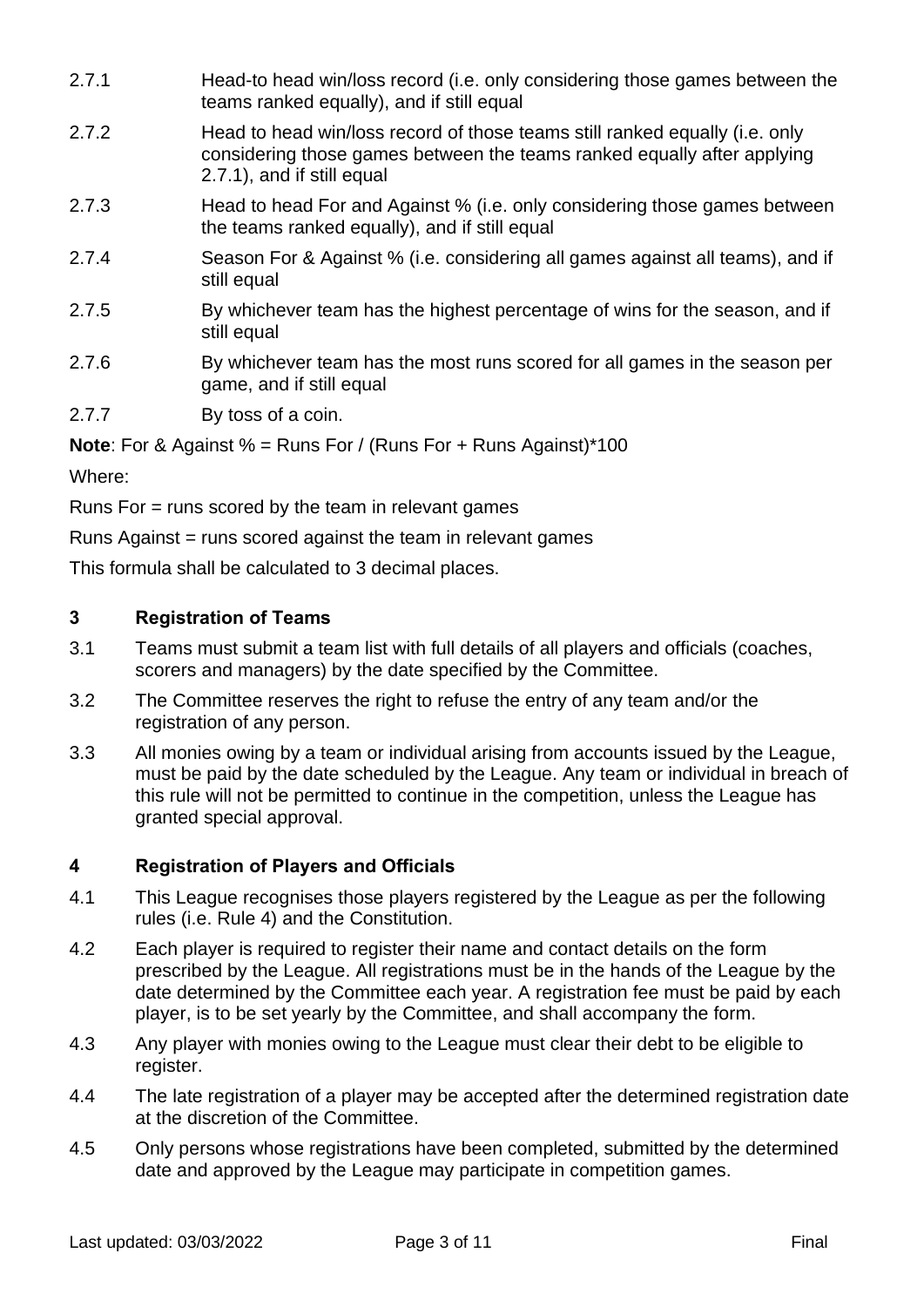2.7.1 Head-to head win/loss record (i.e. only considering those games between the teams ranked equally), and if still equal

2.7.2 Head to head win/loss record of those teams still ranked equally (i.e. only considering those games between the teams ranked equally after applying 2.7.1), and if still equal

2.7.3 Head to head For and Against % (i.e. only considering those games between the teams ranked equally), and if still equal

2.7.4 Season For & Against % (i.e. considering all games against all teams), and if still equal

2.7.5 By whichever team has the highest percentage of wins for the season, and if still equal

2.7.6 By whichever team has the most runs scored for all games in the season per game, and if still equal

2.7.7 By toss of a coin.

**Note**: For & Against % = Runs For / (Runs For + Runs Against)*100

Where:

Runs For = runs scored by the team in relevant games

Runs Against = runs scored against the team in relevant games

This formula shall be calculated to 3 decimal places.

## 3 Registration of Teams

3.1 Teams must submit a team list with full details of all players and officials (coaches, scorers and managers) by the date specified by the Committee.

3.2 The Committee reserves the right to refuse the entry of any team and/or the registration of any person.

3.3 All monies owing by a team or individual arising from accounts issued by the League, must be paid by the date scheduled by the League. Any team or individual in breach of this rule will not be permitted to continue in the competition, unless the League has granted special approval.

## 4 Registration of Players and Officials

4.1 This League recognises those players registered by the League as per the following rules (i.e. Rule 4) and the Constitution.

4.2 Each player is required to register their name and contact details on the form prescribed by the League. All registrations must be in the hands of the League by the date determined by the Committee each year. A registration fee must be paid by each player, is to be set yearly by the Committee, and shall accompany the form.

4.3 Any player with monies owing to the League must clear their debt to be eligible to register.

4.4 The late registration of a player may be accepted after the determined registration date at the discretion of the Committee.

4.5 Only persons whose registrations have been completed, submitted by the determined date and approved by the League may participate in competition games.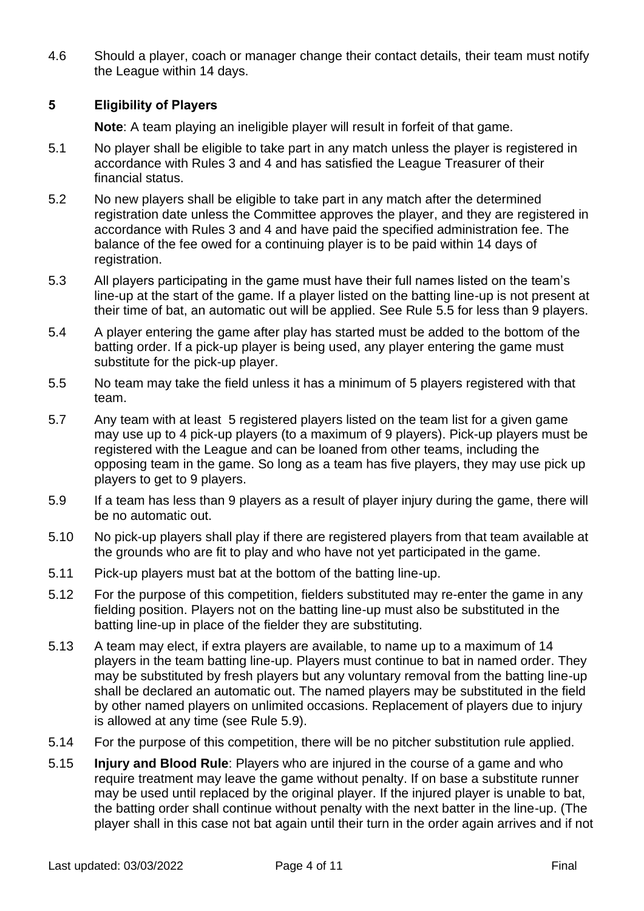4.6 Should a player, coach or manager change their contact details, their team must notify the League within 14 days.

## 5 Eligibility of Players

**Note**: A team playing an ineligible player will result in forfeit of that game.

5.1 No player shall be eligible to take part in any match unless the player is registered in accordance with Rules 3 and 4 and has satisfied the League Treasurer of their financial status.

5.2 No new players shall be eligible to take part in any match after the determined registration date unless the Committee approves the player, and they are registered in accordance with Rules 3 and 4 and have paid the specified administration fee. The balance of the fee owed for a continuing player is to be paid within 14 days of registration.

5.3 All players participating in the game must have their full names listed on the team's line-up at the start of the game. If a player listed on the batting line-up is not present at their time of bat, an automatic out will be applied. See Rule 5.5 for less than 9 players.

5.4 A player entering the game after play has started must be added to the bottom of the batting order. If a pick-up player is being used, any player entering the game must substitute for the pick-up player.

5.5 No team may take the field unless it has a minimum of 5 players registered with that team.

5.7 Any team with at least 5 registered players listed on the team list for a given game may use up to 4 pick-up players (to a maximum of 9 players). Pick-up players must be registered with the League and can be loaned from other teams, including the opposing team in the game. So long as a team has five players, they may use pick up players to get to 9 players.

5.9 If a team has less than 9 players as a result of player injury during the game, there will be no automatic out.

5.10 No pick-up players shall play if there are registered players from that team available at the grounds who are fit to play and who have not yet participated in the game.

5.11 Pick-up players must bat at the bottom of the batting line-up.

5.12 For the purpose of this competition, fielders substituted may re-enter the game in any fielding position. Players not on the batting line-up must also be substituted in the batting line-up in place of the fielder they are substituting.

5.13 A team may elect, if extra players are available, to name up to a maximum of 14 players in the team batting line-up. Players must continue to bat in named order. They may be substituted by fresh players but any voluntary removal from the batting line-up shall be declared an automatic out. The named players may be substituted in the field by other named players on unlimited occasions. Replacement of players due to injury is allowed at any time (see Rule 5.9).

5.14 For the purpose of this competition, there will be no pitcher substitution rule applied.

5.15 **Injury and Blood Rule**: Players who are injured in the course of a game and who require treatment may leave the game without penalty. If on base a substitute runner may be used until replaced by the original player. If the injured player is unable to bat, the batting order shall continue without penalty with the next batter in the line-up. (The player shall in this case not bat again until their turn in the order again arrives and if not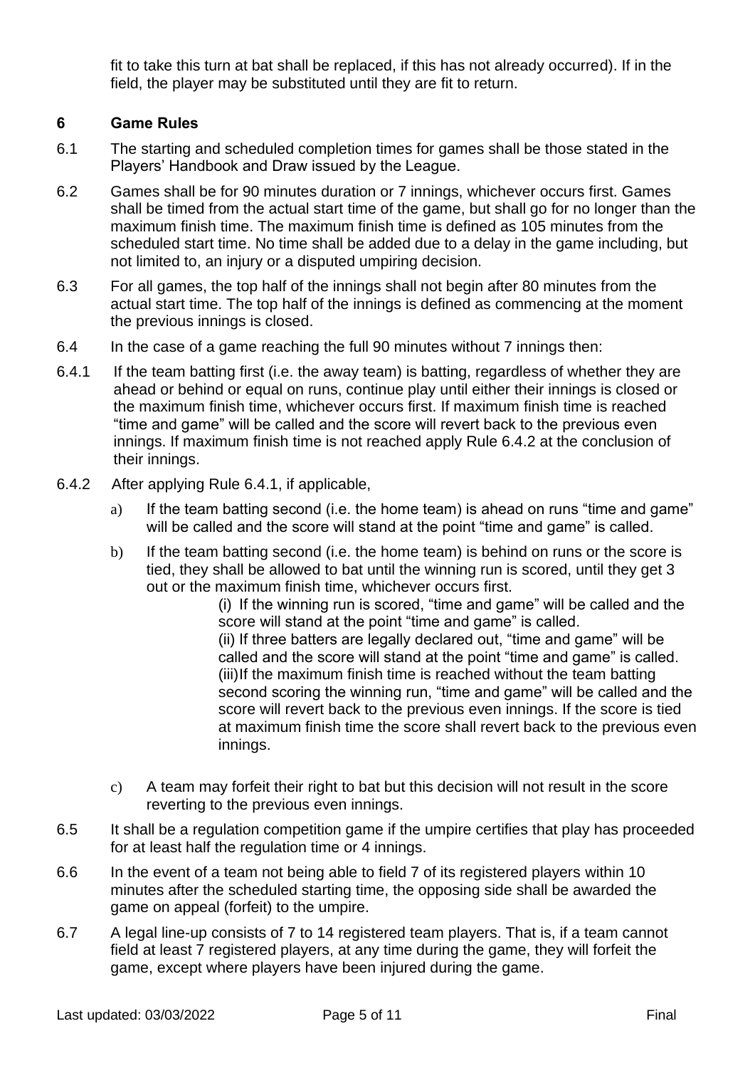fit to take this turn at bat shall be replaced, if this has not already occurred). If in the field, the player may be substituted until they are fit to return.

## 6 Game Rules

6.1 The starting and scheduled completion times for games shall be those stated in the Players' Handbook and Draw issued by the League.

6.2 Games shall be for 90 minutes duration or 7 innings, whichever occurs first. Games shall be timed from the actual start time of the game, but shall go for no longer than the maximum finish time. The maximum finish time is defined as 105 minutes from the scheduled start time. No time shall be added due to a delay in the game including, but not limited to, an injury or a disputed umpiring decision.

6.3 For all games, the top half of the innings shall not begin after 80 minutes from the actual start time. The top half of the innings is defined as commencing at the moment the previous innings is closed.

6.4 In the case of a game reaching the full 90 minutes without 7 innings then:

6.4.1 If the team batting first (i.e. the away team) is batting, regardless of whether they are ahead or behind or equal on runs, continue play until either their innings is closed or the maximum finish time, whichever occurs first. If maximum finish time is reached "time and game" will be called and the score will revert back to the previous even innings. If maximum finish time is not reached apply Rule 6.4.2 at the conclusion of their innings.

6.4.2 After applying Rule 6.4.1, if applicable,

a) If the team batting second (i.e. the home team) is ahead on runs "time and game" will be called and the score will stand at the point "time and game" is called.

b) If the team batting second (i.e. the home team) is behind on runs or the score is tied, they shall be allowed to bat until the winning run is scored, until they get 3 out or the maximum finish time, whichever occurs first.

   (i) If the winning run is scored, "time and game" will be called and the score will stand at the point "time and game" is called.

   (ii) If three batters are legally declared out, "time and game" will be called and the score will stand at the point "time and game" is called.

   (iii) If the maximum finish time is reached without the team batting second scoring the winning run, "time and game" will be called and the score will revert back to the previous even innings. If the score is tied at maximum finish time the score shall revert back to the previous even innings.

c) A team may forfeit their right to bat but this decision will not result in the score reverting to the previous even innings.

6.5 It shall be a regulation competition game if the umpire certifies that play has proceeded for at least half the regulation time or 4 innings.

6.6 In the event of a team not being able to field 7 of its registered players within 10 minutes after the scheduled starting time, the opposing side shall be awarded the game on appeal (forfeit) to the umpire.

6.7 A legal line-up consists of 7 to 14 registered team players. That is, if a team cannot field at least 7 registered players, at any time during the game, they will forfeit the game, except where players have been injured during the game.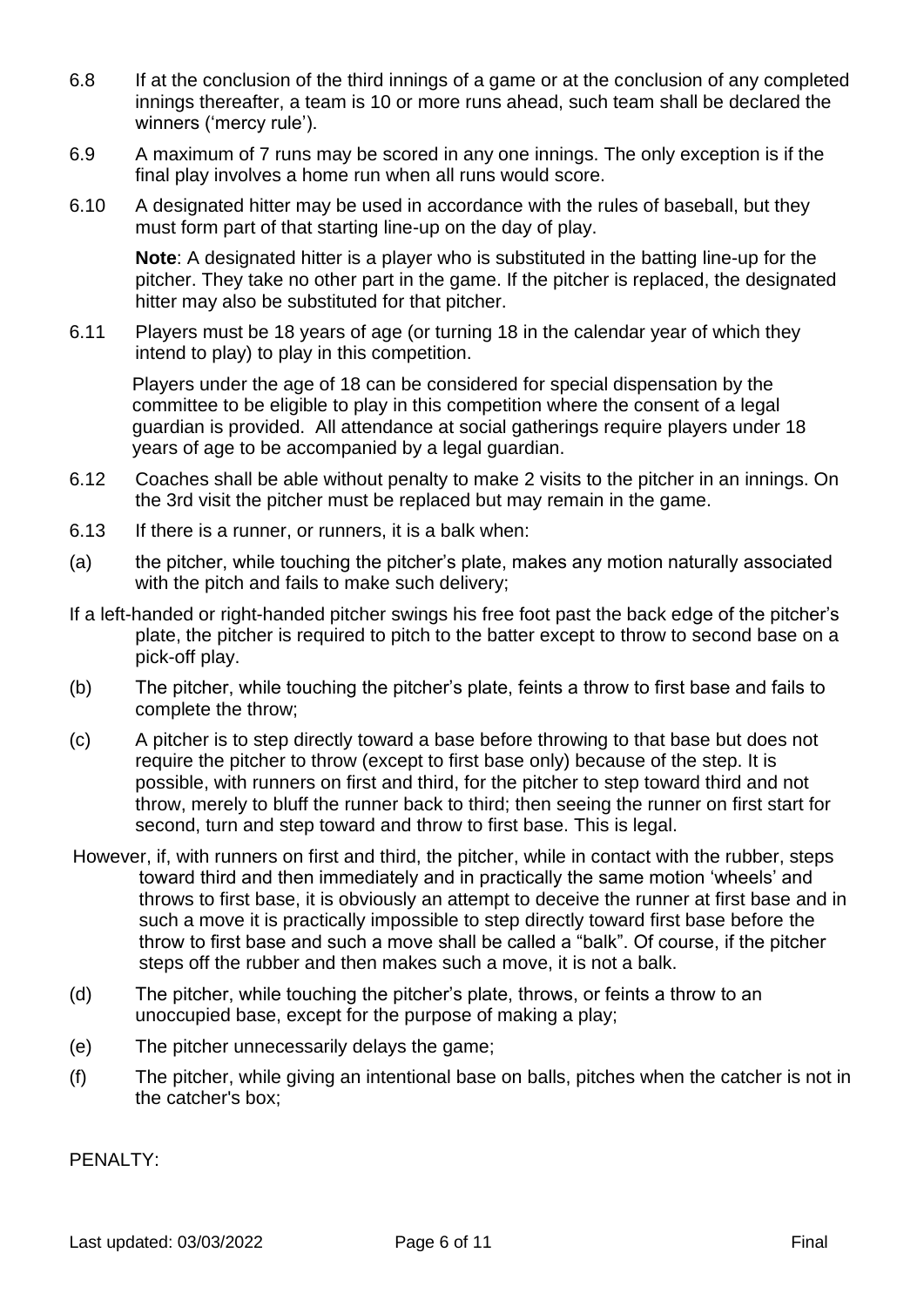6.8 If at the conclusion of the third innings of a game or at the conclusion of any completed innings thereafter, a team is 10 or more runs ahead, such team shall be declared the winners ('mercy rule').

6.9 A maximum of 7 runs may be scored in any one innings. The only exception is if the final play involves a home run when all runs would score.

6.10 A designated hitter may be used in accordance with the rules of baseball, but they must form part of that starting line-up on the day of play.

**Note**: A designated hitter is a player who is substituted in the batting line-up for the pitcher. They take no other part in the game. If the pitcher is replaced, the designated hitter may also be substituted for that pitcher.

6.11 Players must be 18 years of age (or turning 18 in the calendar year of which they intend to play) to play in this competition.

Players under the age of 18 can be considered for special dispensation by the committee to be eligible to play in this competition where the consent of a legal guardian is provided. All attendance at social gatherings require players under 18 years of age to be accompanied by a legal guardian.

6.12 Coaches shall be able without penalty to make 2 visits to the pitcher in an innings. On the 3rd visit the pitcher must be replaced but may remain in the game.

6.13 If there is a runner, or runners, it is a balk when:

(a) the pitcher, while touching the pitcher's plate, makes any motion naturally associated with the pitch and fails to make such delivery;

If a left-handed or right-handed pitcher swings his free foot past the back edge of the pitcher's plate, the pitcher is required to pitch to the batter except to throw to second base on a pick-off play.

(b) The pitcher, while touching the pitcher's plate, feints a throw to first base and fails to complete the throw;

(c) A pitcher is to step directly toward a base before throwing to that base but does not require the pitcher to throw (except to first base only) because of the step. It is possible, with runners on first and third, for the pitcher to step toward third and not throw, merely to bluff the runner back to third; then seeing the runner on first start for second, turn and step toward and throw to first base. This is legal.

However, if, with runners on first and third, the pitcher, while in contact with the rubber, steps toward third and then immediately and in practically the same motion 'wheels' and throws to first base, it is obviously an attempt to deceive the runner at first base and in such a move it is practically impossible to step directly toward first base before the throw to first base and such a move shall be called a "balk". Of course, if the pitcher steps off the rubber and then makes such a move, it is not a balk.

(d) The pitcher, while touching the pitcher's plate, throws, or feints a throw to an unoccupied base, except for the purpose of making a play;

(e) The pitcher unnecessarily delays the game;

(f) The pitcher, while giving an intentional base on balls, pitches when the catcher is not in the catcher's box;

PENALTY: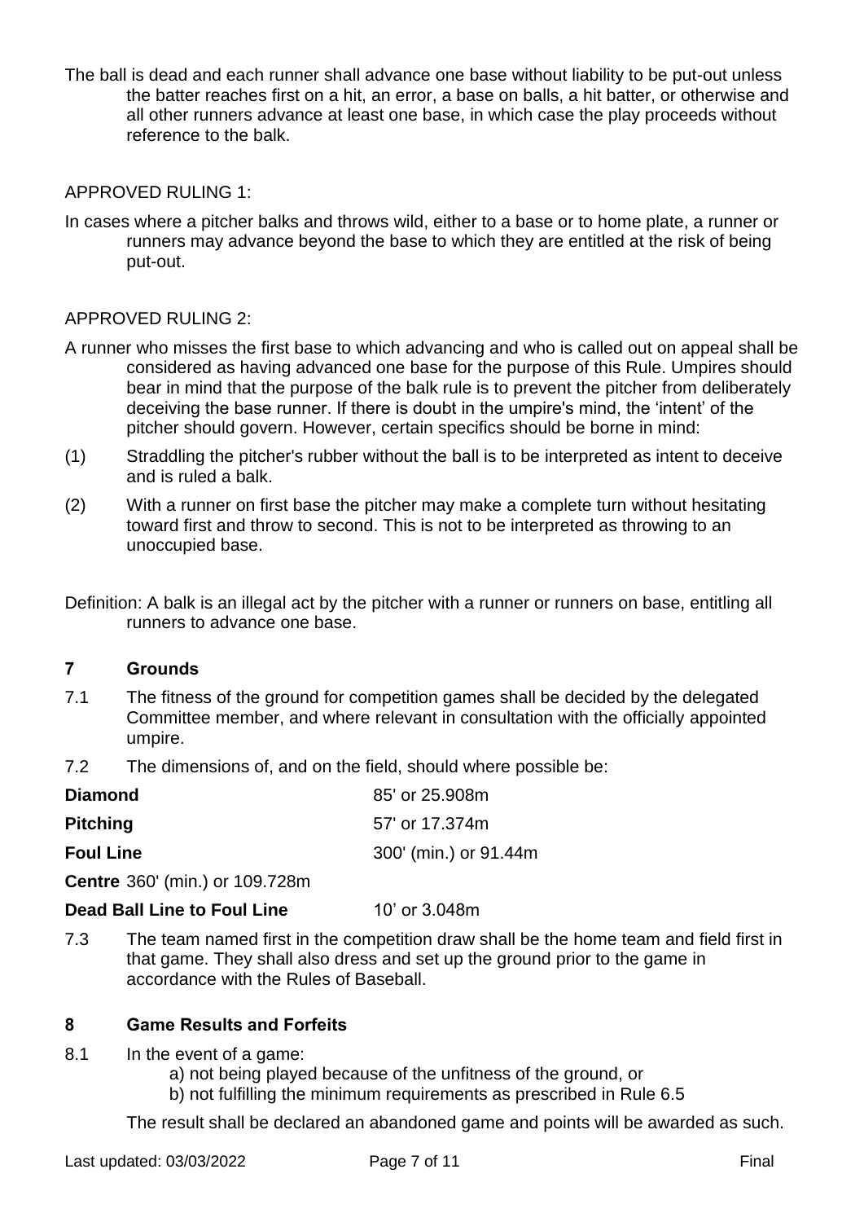The ball is dead and each runner shall advance one base without liability to be put-out unless the batter reaches first on a hit, an error, a base on balls, a hit batter, or otherwise and all other runners advance at least one base, in which case the play proceeds without reference to the balk.

APPROVED RULING 1:

In cases where a pitcher balks and throws wild, either to a base or to home plate, a runner or runners may advance beyond the base to which they are entitled at the risk of being put-out.

APPROVED RULING 2:

A runner who misses the first base to which advancing and who is called out on appeal shall be considered as having advanced one base for the purpose of this Rule. Umpires should bear in mind that the purpose of the balk rule is to prevent the pitcher from deliberately deceiving the base runner. If there is doubt in the umpire's mind, the 'intent' of the pitcher should govern. However, certain specifics should be borne in mind:

(1) Straddling the pitcher's rubber without the ball is to be interpreted as intent to deceive and is ruled a balk.

(2) With a runner on first base the pitcher may make a complete turn without hesitating toward first and throw to second. This is not to be interpreted as throwing to an unoccupied base.

Definition: A balk is an illegal act by the pitcher with a runner or runners on base, entitling all runners to advance one base.

## 7 Grounds

7.1 The fitness of the ground for competition games shall be decided by the delegated Committee member, and where relevant in consultation with the officially appointed umpire.

7.2 The dimensions of, and on the field, should where possible be:

| | |
|---|---|
| **Diamond** | 85' or 25.908m |
| **Pitching** | 57' or 17.374m |
| **Foul Line** | 300' (min.) or 91.44m |
| **Centre** 360' (min.) or 109.728m | |
| **Dead Ball Line to Foul Line** | 10' or 3.048m |

7.3 The team named first in the competition draw shall be the home team and field first in that game. They shall also dress and set up the ground prior to the game in accordance with the Rules of Baseball.

## 8 Game Results and Forfeits

8.1 In the event of a game:

a) not being played because of the unfitness of the ground, or

b) not fulfilling the minimum requirements as prescribed in Rule 6.5

The result shall be declared an abandoned game and points will be awarded as such.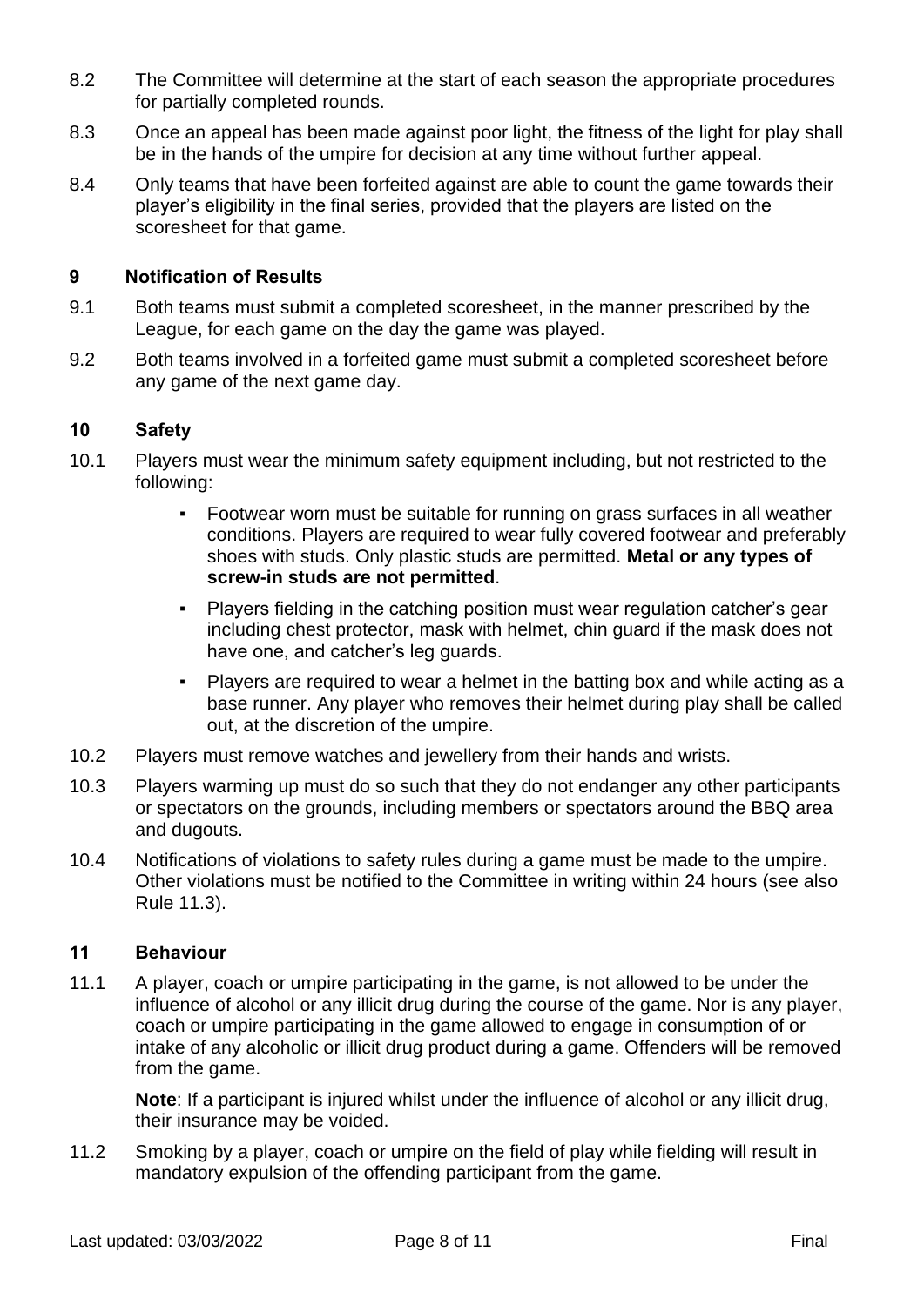8.2 The Committee will determine at the start of each season the appropriate procedures for partially completed rounds.

8.3 Once an appeal has been made against poor light, the fitness of the light for play shall be in the hands of the umpire for decision at any time without further appeal.

8.4 Only teams that have been forfeited against are able to count the game towards their player's eligibility in the final series, provided that the players are listed on the scoresheet for that game.

## 9 Notification of Results

9.1 Both teams must submit a completed scoresheet, in the manner prescribed by the League, for each game on the day the game was played.

9.2 Both teams involved in a forfeited game must submit a completed scoresheet before any game of the next game day.

## 10 Safety

10.1 Players must wear the minimum safety equipment including, but not restricted to the following:

- Footwear worn must be suitable for running on grass surfaces in all weather conditions. Players are required to wear fully covered footwear and preferably shoes with studs. Only plastic studs are permitted. **Metal or any types of screw-in studs are not permitted**.
- Players fielding in the catching position must wear regulation catcher's gear including chest protector, mask with helmet, chin guard if the mask does not have one, and catcher's leg guards.
- Players are required to wear a helmet in the batting box and while acting as a base runner. Any player who removes their helmet during play shall be called out, at the discretion of the umpire.

10.2 Players must remove watches and jewellery from their hands and wrists.

10.3 Players warming up must do so such that they do not endanger any other participants or spectators on the grounds, including members or spectators around the BBQ area and dugouts.

10.4 Notifications of violations to safety rules during a game must be made to the umpire. Other violations must be notified to the Committee in writing within 24 hours (see also Rule 11.3).

## 11 Behaviour

11.1 A player, coach or umpire participating in the game, is not allowed to be under the influence of alcohol or any illicit drug during the course of the game. Nor is any player, coach or umpire participating in the game allowed to engage in consumption of or intake of any alcoholic or illicit drug product during a game. Offenders will be removed from the game.

**Note**: If a participant is injured whilst under the influence of alcohol or any illicit drug, their insurance may be voided.

11.2 Smoking by a player, coach or umpire on the field of play while fielding will result in mandatory expulsion of the offending participant from the game.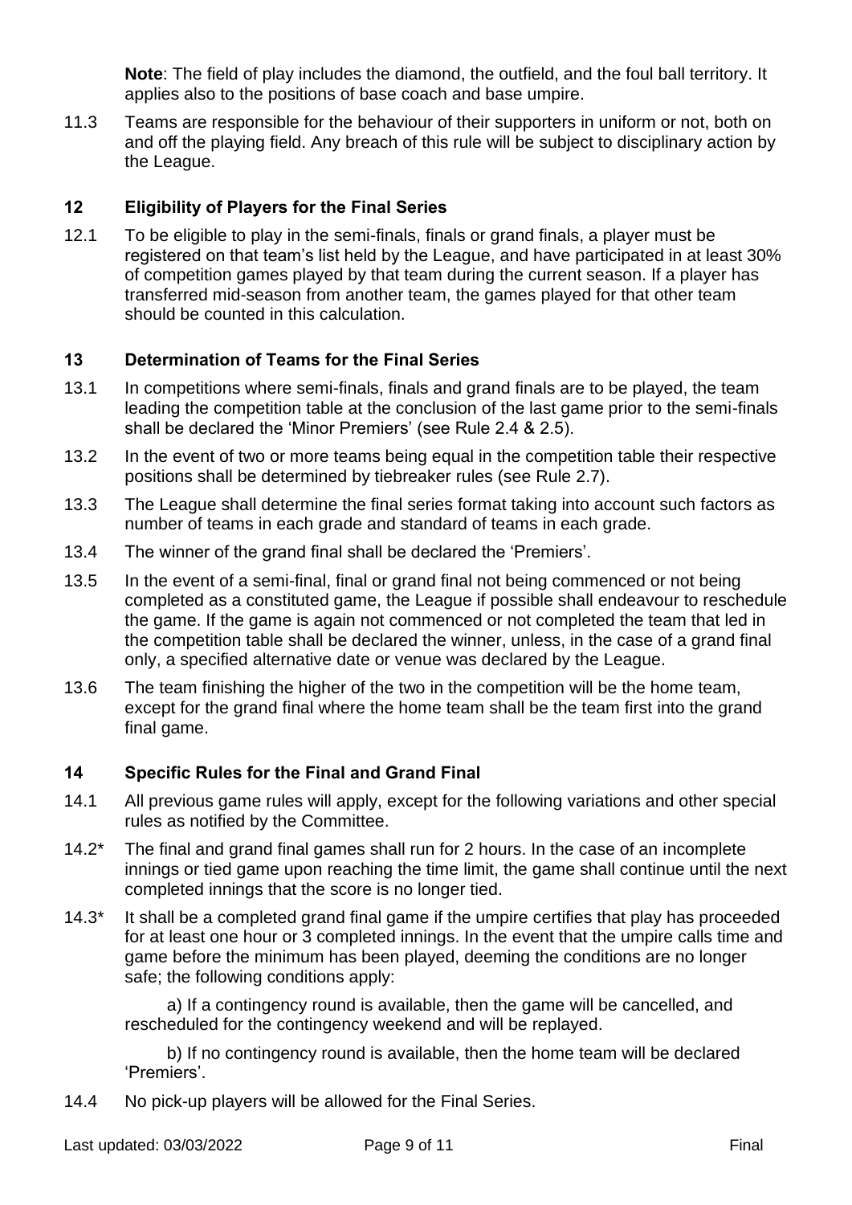**Note**: The field of play includes the diamond, the outfield, and the foul ball territory. It applies also to the positions of base coach and base umpire.

11.3 Teams are responsible for the behaviour of their supporters in uniform or not, both on and off the playing field. Any breach of this rule will be subject to disciplinary action by the League.

## 12 Eligibility of Players for the Final Series

12.1 To be eligible to play in the semi-finals, finals or grand finals, a player must be registered on that team's list held by the League, and have participated in at least 30% of competition games played by that team during the current season. If a player has transferred mid-season from another team, the games played for that other team should be counted in this calculation.

## 13 Determination of Teams for the Final Series

13.1 In competitions where semi-finals, finals and grand finals are to be played, the team leading the competition table at the conclusion of the last game prior to the semi-finals shall be declared the 'Minor Premiers' (see Rule 2.4 & 2.5).

13.2 In the event of two or more teams being equal in the competition table their respective positions shall be determined by tiebreaker rules (see Rule 2.7).

13.3 The League shall determine the final series format taking into account such factors as number of teams in each grade and standard of teams in each grade.

13.4 The winner of the grand final shall be declared the 'Premiers'.

13.5 In the event of a semi-final, final or grand final not being commenced or not being completed as a constituted game, the League if possible shall endeavour to reschedule the game. If the game is again not commenced or not completed the team that led in the competition table shall be declared the winner, unless, in the case of a grand final only, a specified alternative date or venue was declared by the League.

13.6 The team finishing the higher of the two in the competition will be the home team, except for the grand final where the home team shall be the team first into the grand final game.

## 14 Specific Rules for the Final and Grand Final

14.1 All previous game rules will apply, except for the following variations and other special rules as notified by the Committee.

14.2* The final and grand final games shall run for 2 hours. In the case of an incomplete innings or tied game upon reaching the time limit, the game shall continue until the next completed innings that the score is no longer tied.

14.3* It shall be a completed grand final game if the umpire certifies that play has proceeded for at least one hour or 3 completed innings. In the event that the umpire calls time and game before the minimum has been played, deeming the conditions are no longer safe; the following conditions apply:

a) If a contingency round is available, then the game will be cancelled, and rescheduled for the contingency weekend and will be replayed.

b) If no contingency round is available, then the home team will be declared 'Premiers'.

14.4 No pick-up players will be allowed for the Final Series.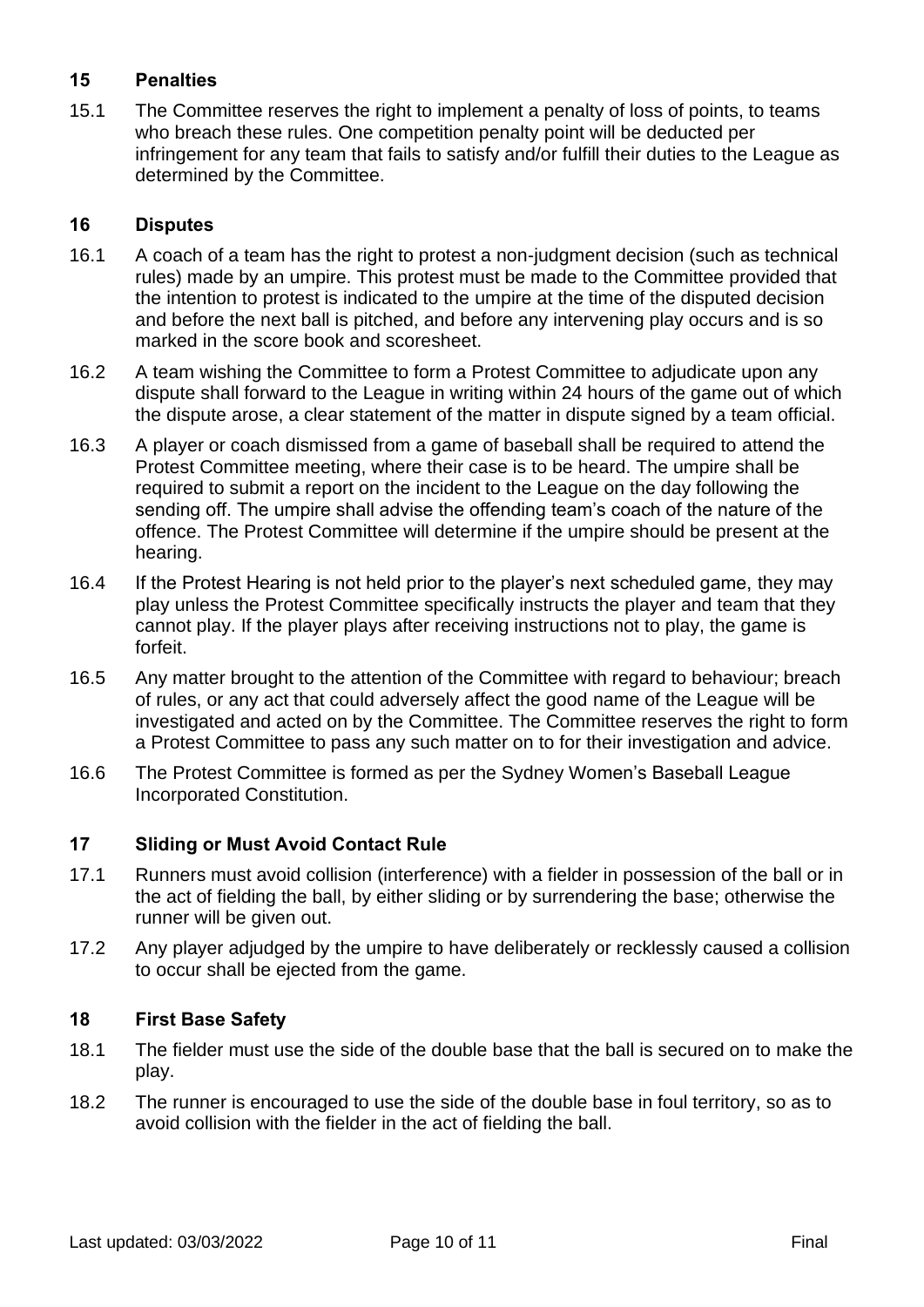## 15 Penalties

15.1 The Committee reserves the right to implement a penalty of loss of points, to teams who breach these rules. One competition penalty point will be deducted per infringement for any team that fails to satisfy and/or fulfill their duties to the League as determined by the Committee.

## 16 Disputes

16.1 A coach of a team has the right to protest a non-judgment decision (such as technical rules) made by an umpire. This protest must be made to the Committee provided that the intention to protest is indicated to the umpire at the time of the disputed decision and before the next ball is pitched, and before any intervening play occurs and is so marked in the score book and scoresheet.

16.2 A team wishing the Committee to form a Protest Committee to adjudicate upon any dispute shall forward to the League in writing within 24 hours of the game out of which the dispute arose, a clear statement of the matter in dispute signed by a team official.

16.3 A player or coach dismissed from a game of baseball shall be required to attend the Protest Committee meeting, where their case is to be heard. The umpire shall be required to submit a report on the incident to the League on the day following the sending off. The umpire shall advise the offending team's coach of the nature of the offence. The Protest Committee will determine if the umpire should be present at the hearing.

16.4 If the Protest Hearing is not held prior to the player's next scheduled game, they may play unless the Protest Committee specifically instructs the player and team that they cannot play. If the player plays after receiving instructions not to play, the game is forfeit.

16.5 Any matter brought to the attention of the Committee with regard to behaviour; breach of rules, or any act that could adversely affect the good name of the League will be investigated and acted on by the Committee. The Committee reserves the right to form a Protest Committee to pass any such matter on to for their investigation and advice.

16.6 The Protest Committee is formed as per the Sydney Women's Baseball League Incorporated Constitution.

## 17 Sliding or Must Avoid Contact Rule

17.1 Runners must avoid collision (interference) with a fielder in possession of the ball or in the act of fielding the ball, by either sliding or by surrendering the base; otherwise the runner will be given out.

17.2 Any player adjudged by the umpire to have deliberately or recklessly caused a collision to occur shall be ejected from the game.

## 18 First Base Safety

18.1 The fielder must use the side of the double base that the ball is secured on to make the play.

18.2 The runner is encouraged to use the side of the double base in foul territory, so as to avoid collision with the fielder in the act of fielding the ball.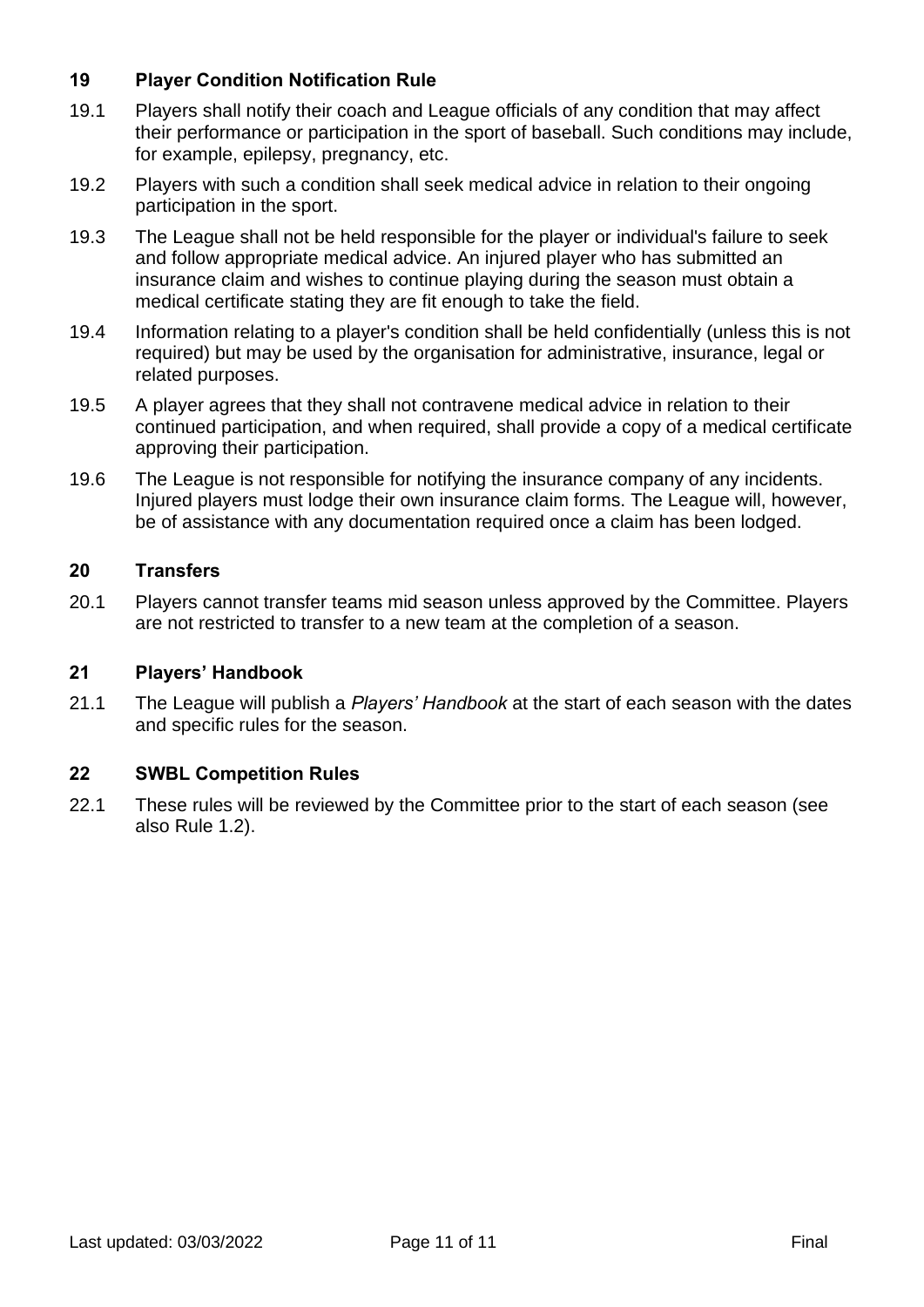## 19 Player Condition Notification Rule

19.1 Players shall notify their coach and League officials of any condition that may affect their performance or participation in the sport of baseball. Such conditions may include, for example, epilepsy, pregnancy, etc.

19.2 Players with such a condition shall seek medical advice in relation to their ongoing participation in the sport.

19.3 The League shall not be held responsible for the player or individual's failure to seek and follow appropriate medical advice. An injured player who has submitted an insurance claim and wishes to continue playing during the season must obtain a medical certificate stating they are fit enough to take the field.

19.4 Information relating to a player's condition shall be held confidentially (unless this is not required) but may be used by the organisation for administrative, insurance, legal or related purposes.

19.5 A player agrees that they shall not contravene medical advice in relation to their continued participation, and when required, shall provide a copy of a medical certificate approving their participation.

19.6 The League is not responsible for notifying the insurance company of any incidents. Injured players must lodge their own insurance claim forms. The League will, however, be of assistance with any documentation required once a claim has been lodged.

## 20 Transfers

20.1 Players cannot transfer teams mid season unless approved by the Committee. Players are not restricted to transfer to a new team at the completion of a season.

## 21 Players' Handbook

21.1 The League will publish a *Players' Handbook* at the start of each season with the dates and specific rules for the season.

## 22 SWBL Competition Rules

22.1 These rules will be reviewed by the Committee prior to the start of each season (see also Rule 1.2).

Last updated: 03/03/2022 Final